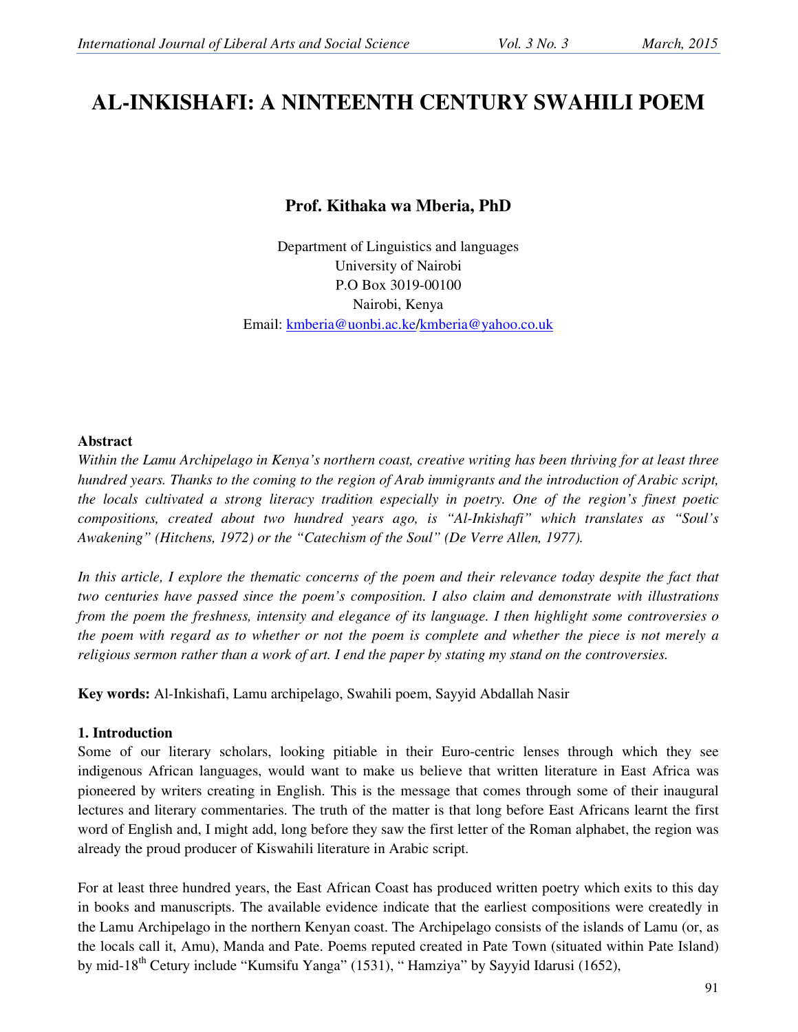# AL-INKISHAFI: A NINTEENTH CENTURY SWAHILI POEM

**Prof. Kithaka wa Mberia, PhD**

Department of Linguistics and languages
University of Nairobi
P.O Box 3019-00100
Nairobi, Kenya
Email: kmberia@uonbi.ac.ke/kmberia@yahoo.co.uk

## Abstract

*Within the Lamu Archipelago in Kenya's northern coast, creative writing has been thriving for at least three hundred years. Thanks to the coming to the region of Arab immigrants and the introduction of Arabic script, the locals cultivated a strong literacy tradition especially in poetry. One of the region's finest poetic compositions, created about two hundred years ago, is "Al-Inkishafi" which translates as "Soul's Awakening" (Hitchens, 1972) or the "Catechism of the Soul" (De Verre Allen, 1977).*

*In this article, I explore the thematic concerns of the poem and their relevance today despite the fact that two centuries have passed since the poem's composition. I also claim and demonstrate with illustrations from the poem the freshness, intensity and elegance of its language. I then highlight some controversies o the poem with regard as to whether or not the poem is complete and whether the piece is not merely a religious sermon rather than a work of art. I end the paper by stating my stand on the controversies.*

**Key words:** Al-Inkishafi, Lamu archipelago, Swahili poem, Sayyid Abdallah Nasir

## 1. Introduction

Some of our literary scholars, looking pitiable in their Euro-centric lenses through which they see indigenous African languages, would want to make us believe that written literature in East Africa was pioneered by writers creating in English. This is the message that comes through some of their inaugural lectures and literary commentaries. The truth of the matter is that long before East Africans learnt the first word of English and, I might add, long before they saw the first letter of the Roman alphabet, the region was already the proud producer of Kiswahili literature in Arabic script.

For at least three hundred years, the East African Coast has produced written poetry which exits to this day in books and manuscripts. The available evidence indicate that the earliest compositions were createdly in the Lamu Archipelago in the northern Kenyan coast. The Archipelago consists of the islands of Lamu (or, as the locals call it, Amu), Manda and Pate. Poems reputed created in Pate Town (situated within Pate Island) by mid-18th Cetury include "Kumsifu Yanga" (1531), " Hamziya" by Sayyid Idarusi (1652),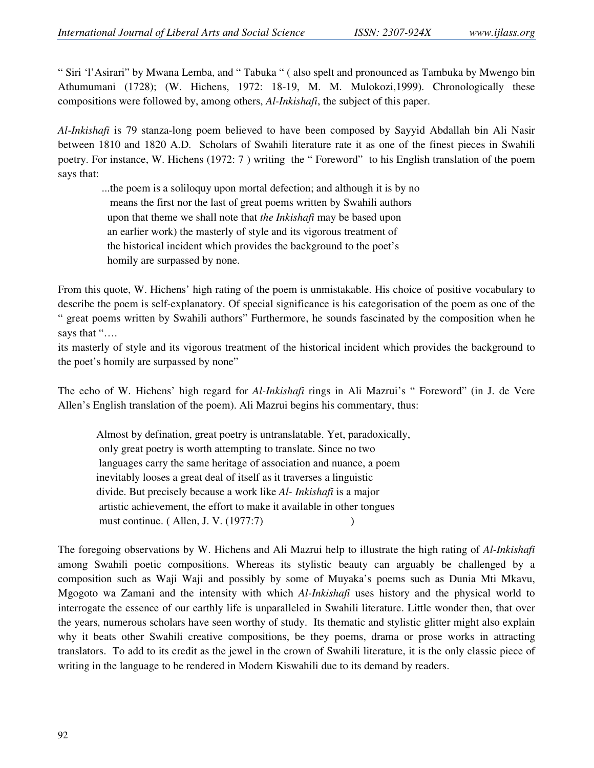" Siri 'l'Asirari" by Mwana Lemba, and " Tabuka " ( also spelt and pronounced as Tambuka by Mwengo bin Athumumani (1728); (W. Hichens, 1972: 18-19, M. M. Mulokozi,1999). Chronologically these compositions were followed by, among others, *Al-Inkishafi*, the subject of this paper.

*Al-Inkishafi* is 79 stanza-long poem believed to have been composed by Sayyid Abdallah bin Ali Nasir between 1810 and 1820 A.D. Scholars of Swahili literature rate it as one of the finest pieces in Swahili poetry. For instance, W. Hichens (1972: 7 ) writing the " Foreword" to his English translation of the poem says that:

> ...the poem is a soliloquy upon mortal defection; and although it is by no means the first nor the last of great poems written by Swahili authors upon that theme we shall note that *the Inkishafi* may be based upon an earlier work) the masterly of style and its vigorous treatment of the historical incident which provides the background to the poet's homily are surpassed by none.

From this quote, W. Hichens' high rating of the poem is unmistakable. His choice of positive vocabulary to describe the poem is self-explanatory. Of special significance is his categorisation of the poem as one of the " great poems written by Swahili authors" Furthermore, he sounds fascinated by the composition when he says that "….
its masterly of style and its vigorous treatment of the historical incident which provides the background to the poet's homily are surpassed by none"

The echo of W. Hichens' high regard for *Al-Inkishafi* rings in Ali Mazrui's " Foreword" (in J. de Vere Allen's English translation of the poem). Ali Mazrui begins his commentary, thus:

> Almost by defination, great poetry is untranslatable. Yet, paradoxically, only great poetry is worth attempting to translate. Since no two languages carry the same heritage of association and nuance, a poem inevitably looses a great deal of itself as it traverses a linguistic divide. But precisely because a work like *Al- Inkishafi* is a major artistic achievement, the effort to make it available in other tongues must continue. ( Allen, J. V. (1977:7) )

The foregoing observations by W. Hichens and Ali Mazrui help to illustrate the high rating of *Al-Inkishafi* among Swahili poetic compositions. Whereas its stylistic beauty can arguably be challenged by a composition such as Waji Waji and possibly by some of Muyaka's poems such as Dunia Mti Mkavu, Mgogoto wa Zamani and the intensity with which *Al-Inkishafi* uses history and the physical world to interrogate the essence of our earthly life is unparalleled in Swahili literature. Little wonder then, that over the years, numerous scholars have seen worthy of study. Its thematic and stylistic glitter might also explain why it beats other Swahili creative compositions, be they poems, drama or prose works in attracting translators. To add to its credit as the jewel in the crown of Swahili literature, it is the only classic piece of writing in the language to be rendered in Modern Kiswahili due to its demand by readers.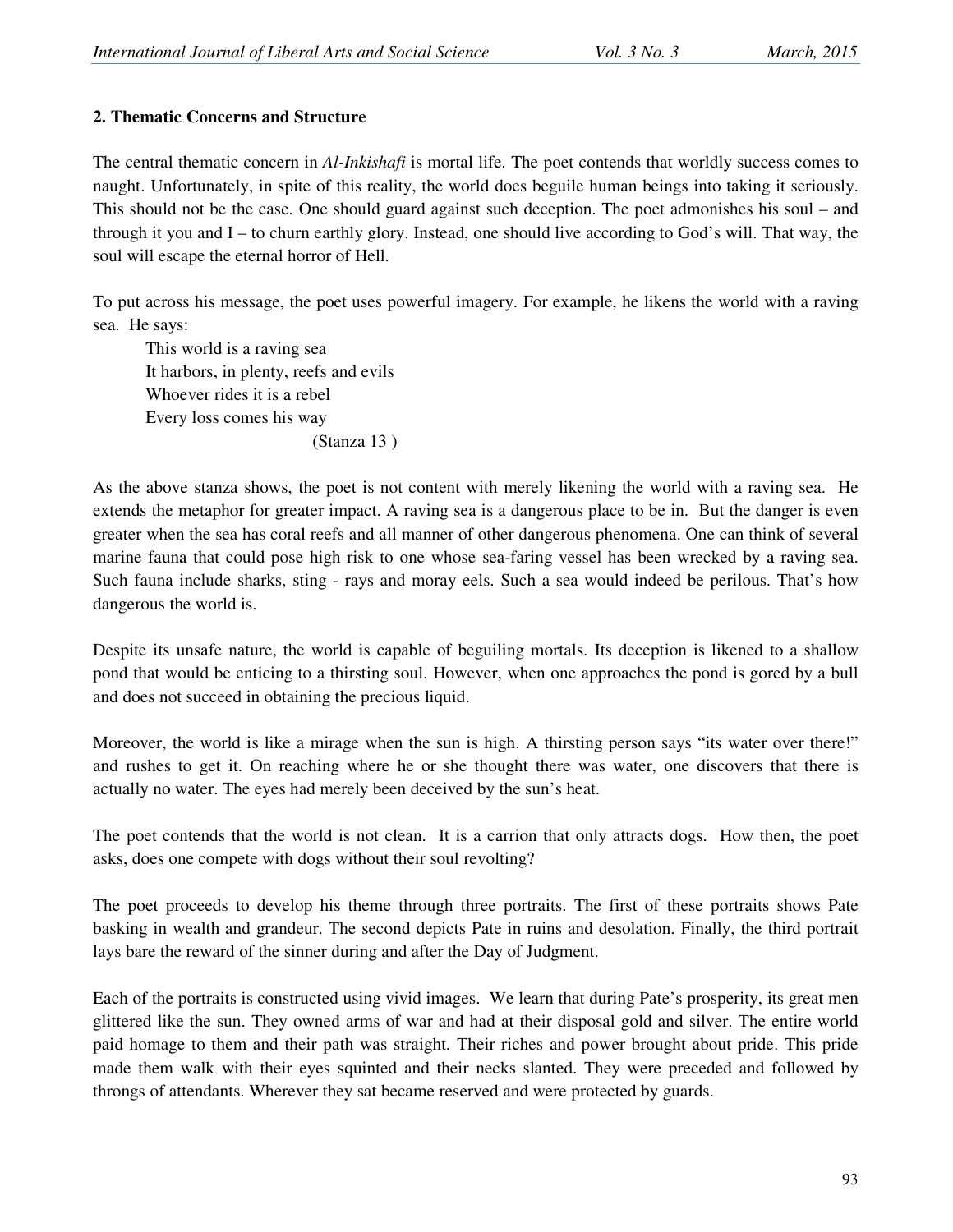## 2. Thematic Concerns and Structure

The central thematic concern in *Al-Inkishafi* is mortal life. The poet contends that worldly success comes to naught. Unfortunately, in spite of this reality, the world does beguile human beings into taking it seriously. This should not be the case. One should guard against such deception. The poet admonishes his soul – and through it you and I – to churn earthly glory. Instead, one should live according to God's will. That way, the soul will escape the eternal horror of Hell.

To put across his message, the poet uses powerful imagery. For example, he likens the world with a raving sea. He says:

> This world is a raving sea
> It harbors, in plenty, reefs and evils
> Whoever rides it is a rebel
> Every loss comes his way
> (Stanza 13 )

As the above stanza shows, the poet is not content with merely likening the world with a raving sea. He extends the metaphor for greater impact. A raving sea is a dangerous place to be in. But the danger is even greater when the sea has coral reefs and all manner of other dangerous phenomena. One can think of several marine fauna that could pose high risk to one whose sea-faring vessel has been wrecked by a raving sea. Such fauna include sharks, sting - rays and moray eels. Such a sea would indeed be perilous. That's how dangerous the world is.

Despite its unsafe nature, the world is capable of beguiling mortals. Its deception is likened to a shallow pond that would be enticing to a thirsting soul. However, when one approaches the pond is gored by a bull and does not succeed in obtaining the precious liquid.

Moreover, the world is like a mirage when the sun is high. A thirsting person says "its water over there!" and rushes to get it. On reaching where he or she thought there was water, one discovers that there is actually no water. The eyes had merely been deceived by the sun's heat.

The poet contends that the world is not clean. It is a carrion that only attracts dogs. How then, the poet asks, does one compete with dogs without their soul revolting?

The poet proceeds to develop his theme through three portraits. The first of these portraits shows Pate basking in wealth and grandeur. The second depicts Pate in ruins and desolation. Finally, the third portrait lays bare the reward of the sinner during and after the Day of Judgment.

Each of the portraits is constructed using vivid images. We learn that during Pate's prosperity, its great men glittered like the sun. They owned arms of war and had at their disposal gold and silver. The entire world paid homage to them and their path was straight. Their riches and power brought about pride. This pride made them walk with their eyes squinted and their necks slanted. They were preceded and followed by throngs of attendants. Wherever they sat became reserved and were protected by guards.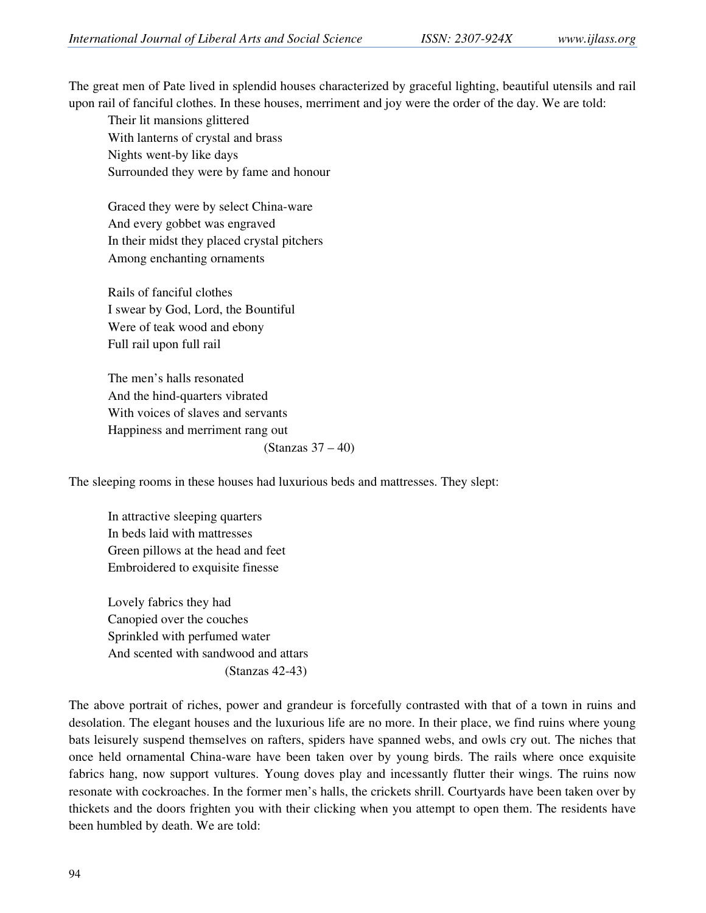The great men of Pate lived in splendid houses characterized by graceful lighting, beautiful utensils and rail upon rail of fanciful clothes. In these houses, merriment and joy were the order of the day. We are told:

> Their lit mansions glittered  
> With lanterns of crystal and brass  
> Nights went-by like days  
> Surrounded they were by fame and honour
>
> Graced they were by select China-ware  
> And every gobbet was engraved  
> In their midst they placed crystal pitchers  
> Among enchanting ornaments
>
> Rails of fanciful clothes  
> I swear by God, Lord, the Bountiful  
> Were of teak wood and ebony  
> Full rail upon full rail
>
> The men's halls resonated  
> And the hind-quarters vibrated  
> With voices of slaves and servants  
> Happiness and merriment rang out  
> (Stanzas 37 – 40)

The sleeping rooms in these houses had luxurious beds and mattresses. They slept:

> In attractive sleeping quarters  
> In beds laid with mattresses  
> Green pillows at the head and feet  
> Embroidered to exquisite finesse
>
> Lovely fabrics they had  
> Canopied over the couches  
> Sprinkled with perfumed water  
> And scented with sandwood and attars  
> (Stanzas 42-43)

The above portrait of riches, power and grandeur is forcefully contrasted with that of a town in ruins and desolation. The elegant houses and the luxurious life are no more. In their place, we find ruins where young bats leisurely suspend themselves on rafters, spiders have spanned webs, and owls cry out. The niches that once held ornamental China-ware have been taken over by young birds. The rails where once exquisite fabrics hang, now support vultures. Young doves play and incessantly flutter their wings. The ruins now resonate with cockroaches. In the former men's halls, the crickets shrill. Courtyards have been taken over by thickets and the doors frighten you with their clicking when you attempt to open them. The residents have been humbled by death. We are told: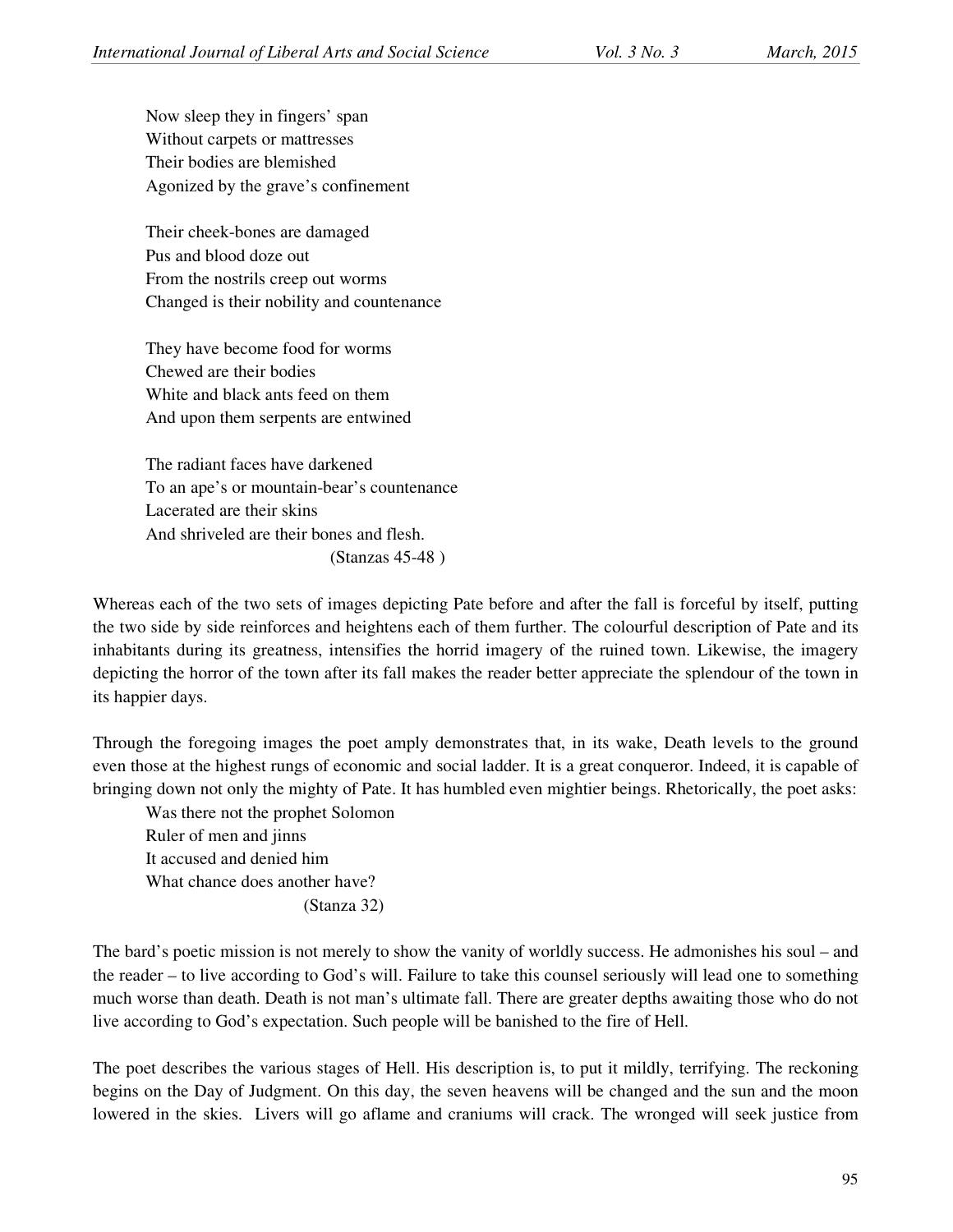> Now sleep they in fingers' span
> Without carpets or mattresses
> Their bodies are blemished
> Agonized by the grave's confinement
>
> Their cheek-bones are damaged
> Pus and blood doze out
> From the nostrils creep out worms
> Changed is their nobility and countenance
>
> They have become food for worms
> Chewed are their bodies
> White and black ants feed on them
> And upon them serpents are entwined
>
> The radiant faces have darkened
> To an ape's or mountain-bear's countenance
> Lacerated are their skins
> And shriveled are their bones and flesh.
>
> (Stanzas 45-48 )

Whereas each of the two sets of images depicting Pate before and after the fall is forceful by itself, putting the two side by side reinforces and heightens each of them further. The colourful description of Pate and its inhabitants during its greatness, intensifies the horrid imagery of the ruined town. Likewise, the imagery depicting the horror of the town after its fall makes the reader better appreciate the splendour of the town in its happier days.

Through the foregoing images the poet amply demonstrates that, in its wake, Death levels to the ground even those at the highest rungs of economic and social ladder. It is a great conqueror. Indeed, it is capable of bringing down not only the mighty of Pate. It has humbled even mightier beings. Rhetorically, the poet asks:

> Was there not the prophet Solomon
> Ruler of men and jinns
> It accused and denied him
> What chance does another have?
>
> (Stanza 32)

The bard's poetic mission is not merely to show the vanity of worldly success. He admonishes his soul – and the reader – to live according to God's will. Failure to take this counsel seriously will lead one to something much worse than death. Death is not man's ultimate fall. There are greater depths awaiting those who do not live according to God's expectation. Such people will be banished to the fire of Hell.

The poet describes the various stages of Hell. His description is, to put it mildly, terrifying. The reckoning begins on the Day of Judgment. On this day, the seven heavens will be changed and the sun and the moon lowered in the skies. Livers will go aflame and craniums will crack. The wronged will seek justice from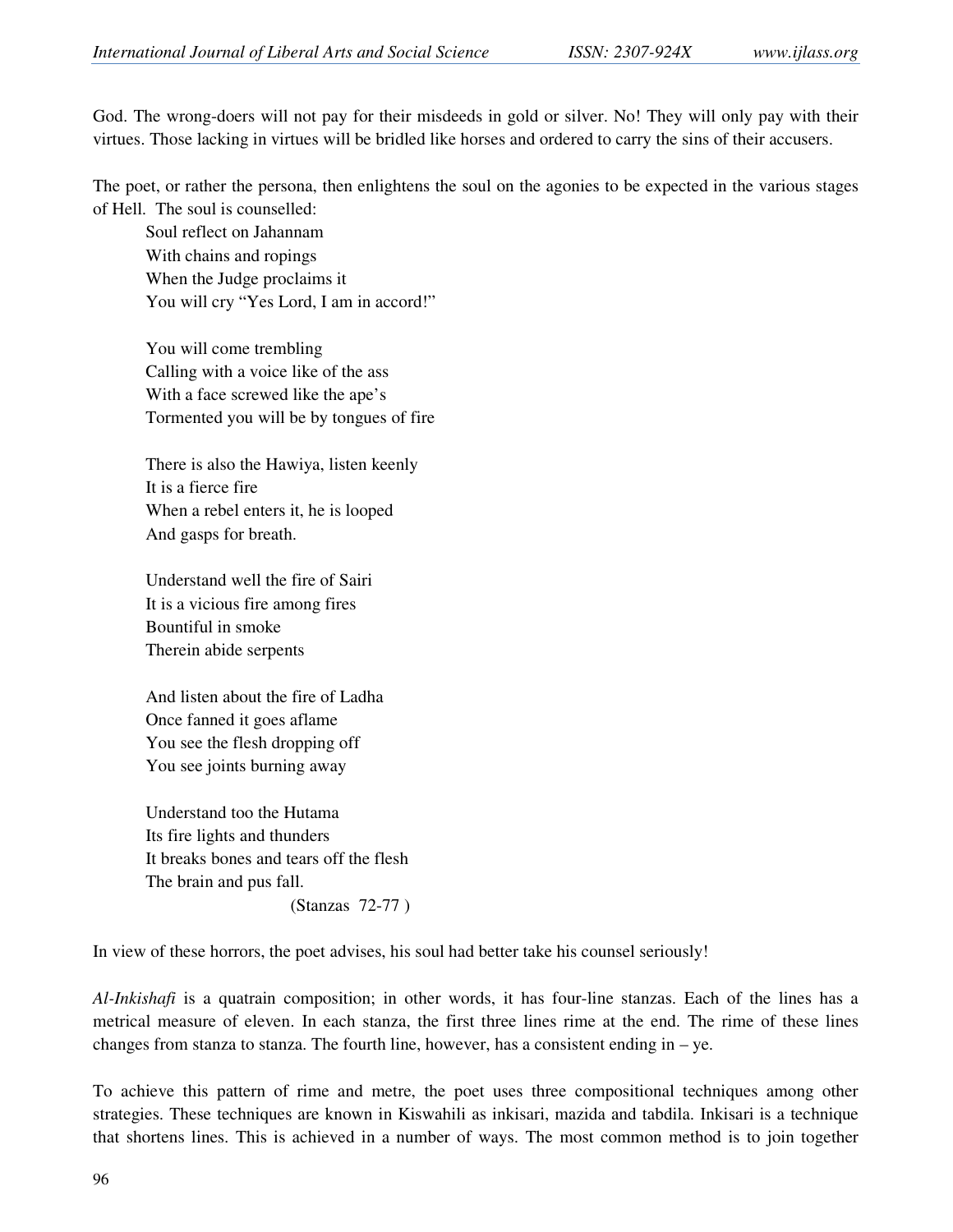God. The wrong-doers will not pay for their misdeeds in gold or silver. No! They will only pay with their virtues. Those lacking in virtues will be bridled like horses and ordered to carry the sins of their accusers.

The poet, or rather the persona, then enlightens the soul on the agonies to be expected in the various stages of Hell. The soul is counselled:

> Soul reflect on Jahannam  
> With chains and ropings  
> When the Judge proclaims it  
> You will cry "Yes Lord, I am in accord!"
>
> You will come trembling  
> Calling with a voice like of the ass  
> With a face screwed like the ape's  
> Tormented you will be by tongues of fire
>
> There is also the Hawiya, listen keenly  
> It is a fierce fire  
> When a rebel enters it, he is looped  
> And gasps for breath.
>
> Understand well the fire of Sairi  
> It is a vicious fire among fires  
> Bountiful in smoke  
> Therein abide serpents
>
> And listen about the fire of Ladha  
> Once fanned it goes aflame  
> You see the flesh dropping off  
> You see joints burning away
>
> Understand too the Hutama  
> Its fire lights and thunders  
> It breaks bones and tears off the flesh  
> The brain and pus fall.
>
> (Stanzas 72-77 )

In view of these horrors, the poet advises, his soul had better take his counsel seriously!

*Al-Inkishafi* is a quatrain composition; in other words, it has four-line stanzas. Each of the lines has a metrical measure of eleven. In each stanza, the first three lines rime at the end. The rime of these lines changes from stanza to stanza. The fourth line, however, has a consistent ending in – ye.

To achieve this pattern of rime and metre, the poet uses three compositional techniques among other strategies. These techniques are known in Kiswahili as inkisari, mazida and tabdila. Inkisari is a technique that shortens lines. This is achieved in a number of ways. The most common method is to join together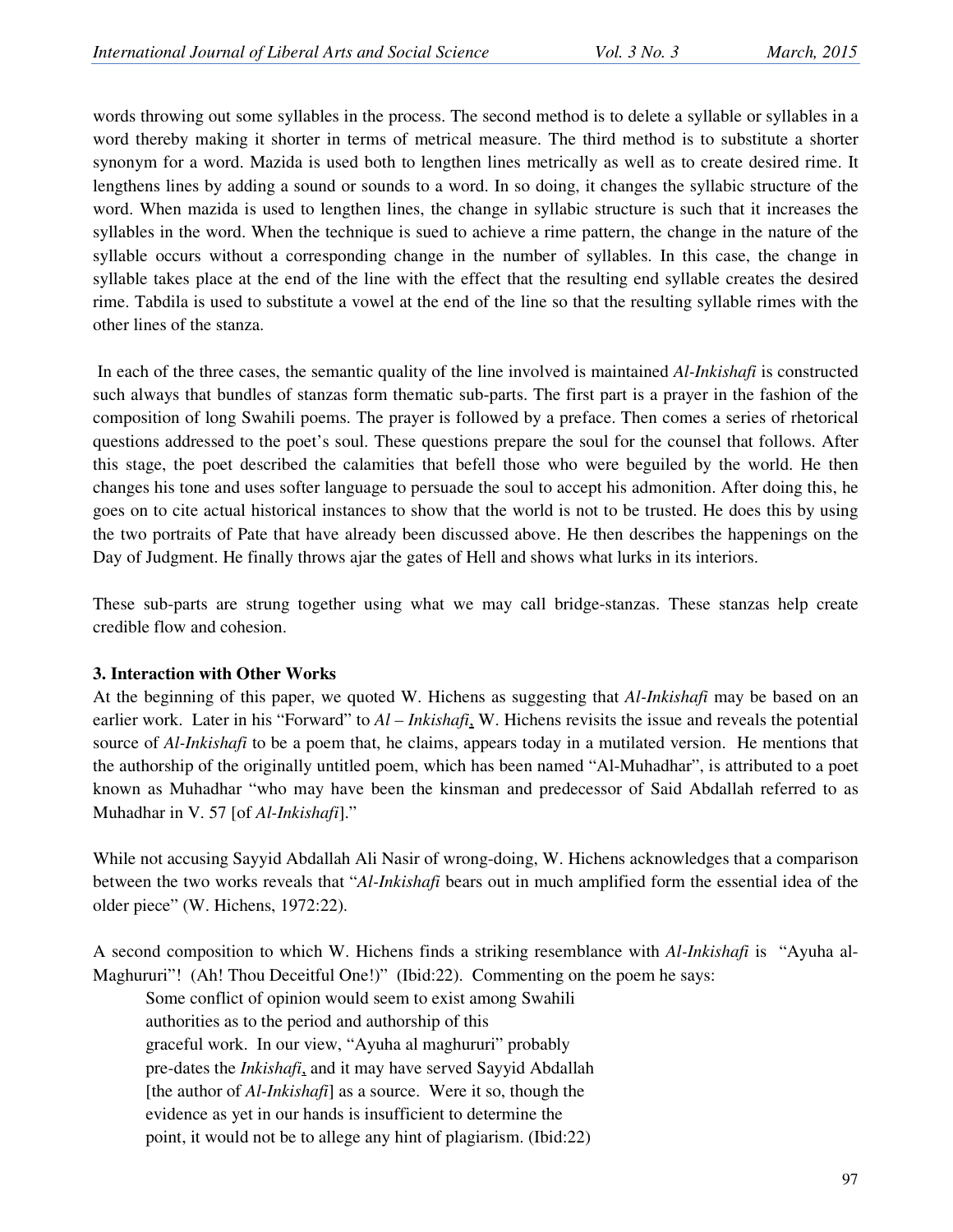words throwing out some syllables in the process. The second method is to delete a syllable or syllables in a word thereby making it shorter in terms of metrical measure. The third method is to substitute a shorter synonym for a word. Mazida is used both to lengthen lines metrically as well as to create desired rime. It lengthens lines by adding a sound or sounds to a word. In so doing, it changes the syllabic structure of the word. When mazida is used to lengthen lines, the change in syllabic structure is such that it increases the syllables in the word. When the technique is sued to achieve a rime pattern, the change in the nature of the syllable occurs without a corresponding change in the number of syllables. In this case, the change in syllable takes place at the end of the line with the effect that the resulting end syllable creates the desired rime. Tabdila is used to substitute a vowel at the end of the line so that the resulting syllable rimes with the other lines of the stanza.

In each of the three cases, the semantic quality of the line involved is maintained *Al-Inkishafi* is constructed such always that bundles of stanzas form thematic sub-parts. The first part is a prayer in the fashion of the composition of long Swahili poems. The prayer is followed by a preface. Then comes a series of rhetorical questions addressed to the poet's soul. These questions prepare the soul for the counsel that follows. After this stage, the poet described the calamities that befell those who were beguiled by the world. He then changes his tone and uses softer language to persuade the soul to accept his admonition. After doing this, he goes on to cite actual historical instances to show that the world is not to be trusted. He does this by using the two portraits of Pate that have already been discussed above. He then describes the happenings on the Day of Judgment. He finally throws ajar the gates of Hell and shows what lurks in its interiors.

These sub-parts are strung together using what we may call bridge-stanzas. These stanzas help create credible flow and cohesion.

### 3. Interaction with Other Works

At the beginning of this paper, we quoted W. Hichens as suggesting that *Al-Inkishafi* may be based on an earlier work. Later in his "Forward" to *Al – Inkishafi*, W. Hichens revisits the issue and reveals the potential source of *Al-Inkishafi* to be a poem that, he claims, appears today in a mutilated version. He mentions that the authorship of the originally untitled poem, which has been named "Al-Muhadhar", is attributed to a poet known as Muhadhar "who may have been the kinsman and predecessor of Said Abdallah referred to as Muhadhar in V. 57 [of *Al-Inkishafi*]."

While not accusing Sayyid Abdallah Ali Nasir of wrong-doing, W. Hichens acknowledges that a comparison between the two works reveals that "*Al-Inkishafi* bears out in much amplified form the essential idea of the older piece" (W. Hichens, 1972:22).

A second composition to which W. Hichens finds a striking resemblance with *Al-Inkishafi* is "Ayuha al-Maghururi"! (Ah! Thou Deceitful One!)" (Ibid:22). Commenting on the poem he says:

> Some conflict of opinion would seem to exist among Swahili authorities as to the period and authorship of this graceful work. In our view, "Ayuha al maghururi" probably pre-dates the *Inkishafi*, and it may have served Sayyid Abdallah [the author of *Al-Inkishafi*] as a source. Were it so, though the evidence as yet in our hands is insufficient to determine the point, it would not be to allege any hint of plagiarism. (Ibid:22)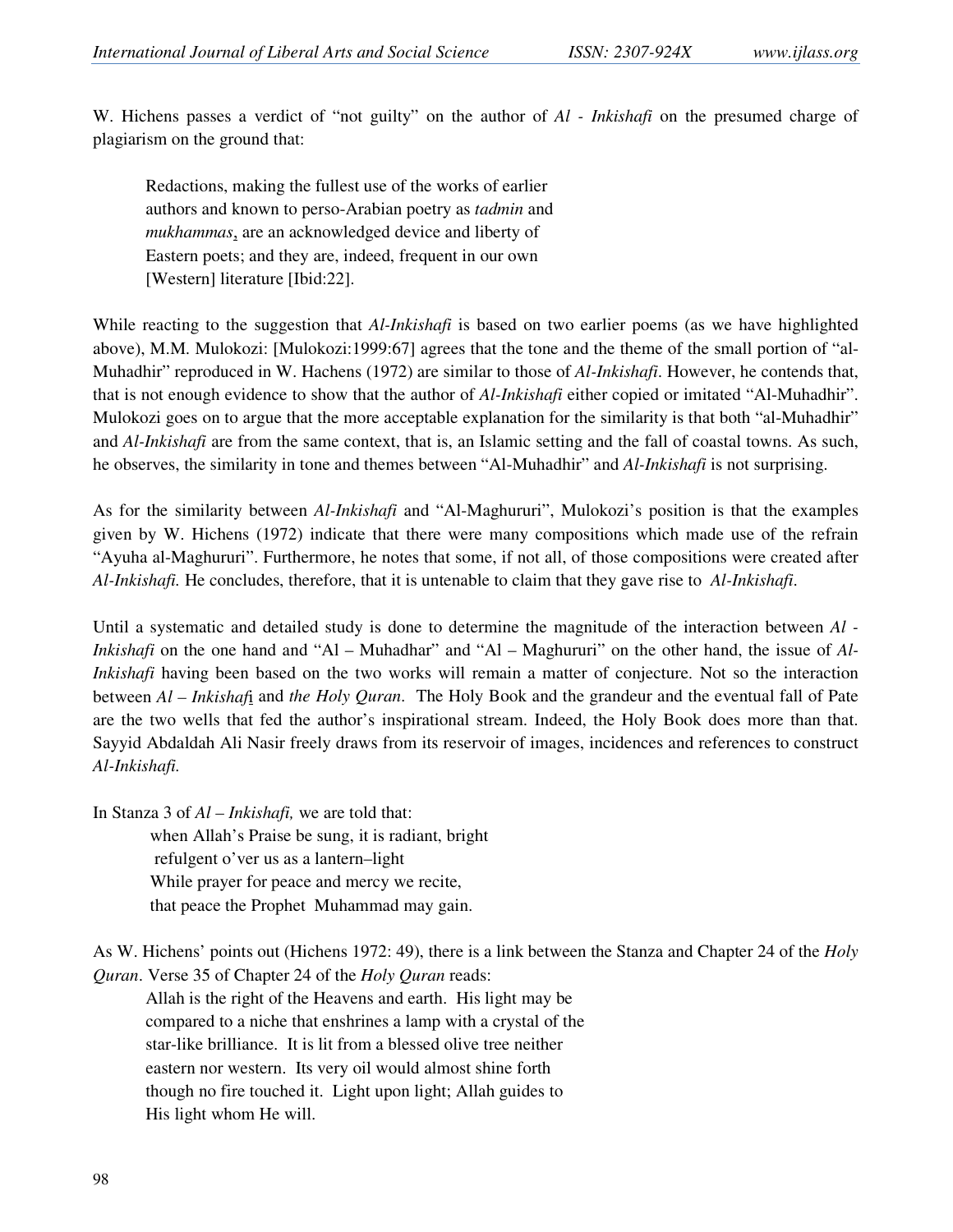W. Hichens passes a verdict of "not guilty" on the author of *Al - Inkishafi* on the presumed charge of plagiarism on the ground that:

> Redactions, making the fullest use of the works of earlier authors and known to perso-Arabian poetry as *tadmin* and *mukhammas*, are an acknowledged device and liberty of Eastern poets; and they are, indeed, frequent in our own [Western] literature [Ibid:22].

While reacting to the suggestion that *Al-Inkishafi* is based on two earlier poems (as we have highlighted above), M.M. Mulokozi: [Mulokozi:1999:67] agrees that the tone and the theme of the small portion of "al-Muhadhir" reproduced in W. Hachens (1972) are similar to those of *Al-Inkishafi*. However, he contends that, that is not enough evidence to show that the author of *Al-Inkishafi* either copied or imitated "Al-Muhadhir". Mulokozi goes on to argue that the more acceptable explanation for the similarity is that both "al-Muhadhir" and *Al-Inkishafi* are from the same context, that is, an Islamic setting and the fall of coastal towns. As such, he observes, the similarity in tone and themes between "Al-Muhadhir" and *Al-Inkishafi* is not surprising.

As for the similarity between *Al-Inkishafi* and "Al-Maghururi", Mulokozi's position is that the examples given by W. Hichens (1972) indicate that there were many compositions which made use of the refrain "Ayuha al-Maghururi". Furthermore, he notes that some, if not all, of those compositions were created after *Al-Inkishafi.* He concludes, therefore, that it is untenable to claim that they gave rise to *Al-Inkishafi*.

Until a systematic and detailed study is done to determine the magnitude of the interaction between *Al - Inkishafi* on the one hand and "Al – Muhadhar" and "Al – Maghururi" on the other hand, the issue of *Al-Inkishafi* having been based on the two works will remain a matter of conjecture. Not so the interaction between *Al – Inkishafi* and *the Holy Quran*. The Holy Book and the grandeur and the eventual fall of Pate are the two wells that fed the author's inspirational stream. Indeed, the Holy Book does more than that. Sayyid Abdaldah Ali Nasir freely draws from its reservoir of images, incidences and references to construct *Al-Inkishafi.*

In Stanza 3 of *Al – Inkishafi,* we are told that:

> when Allah's Praise be sung, it is radiant, bright
> refulgent o'ver us as a lantern–light
> While prayer for peace and mercy we recite,
> that peace the Prophet Muhammad may gain.

As W. Hichens' points out (Hichens 1972: 49), there is a link between the Stanza and Chapter 24 of the *Holy Quran*. Verse 35 of Chapter 24 of the *Holy Quran* reads:

> Allah is the right of the Heavens and earth. His light may be compared to a niche that enshrines a lamp with a crystal of the star-like brilliance. It is lit from a blessed olive tree neither eastern nor western. Its very oil would almost shine forth though no fire touched it. Light upon light; Allah guides to His light whom He will.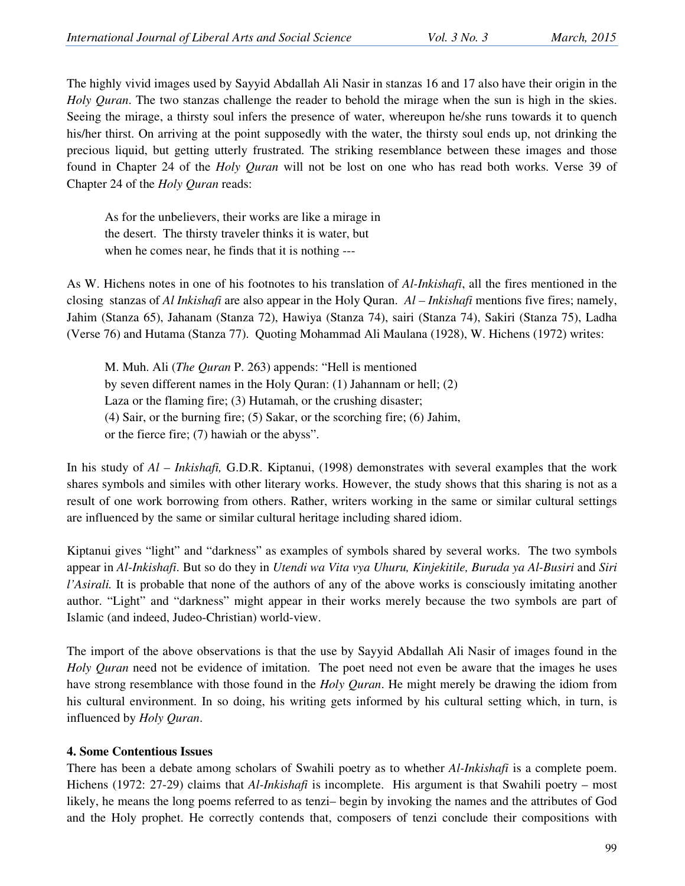The highly vivid images used by Sayyid Abdallah Ali Nasir in stanzas 16 and 17 also have their origin in the *Holy Quran*. The two stanzas challenge the reader to behold the mirage when the sun is high in the skies. Seeing the mirage, a thirsty soul infers the presence of water, whereupon he/she runs towards it to quench his/her thirst. On arriving at the point supposedly with the water, the thirsty soul ends up, not drinking the precious liquid, but getting utterly frustrated. The striking resemblance between these images and those found in Chapter 24 of the *Holy Quran* will not be lost on one who has read both works. Verse 39 of Chapter 24 of the *Holy Quran* reads:

> As for the unbelievers, their works are like a mirage in
> the desert. The thirsty traveler thinks it is water, but
> when he comes near, he finds that it is nothing ---

As W. Hichens notes in one of his footnotes to his translation of *Al-Inkishafi*, all the fires mentioned in the closing stanzas of *Al Inkishafi* are also appear in the Holy Quran. *Al – Inkishafi* mentions five fires; namely, Jahim (Stanza 65), Jahanam (Stanza 72), Hawiya (Stanza 74), sairi (Stanza 74), Sakiri (Stanza 75), Ladha (Verse 76) and Hutama (Stanza 77). Quoting Mohammad Ali Maulana (1928), W. Hichens (1972) writes:

> M. Muh. Ali (*The Quran* P. 263) appends: "Hell is mentioned
> by seven different names in the Holy Quran: (1) Jahannam or hell; (2)
> Laza or the flaming fire; (3) Hutamah, or the crushing disaster;
> (4) Sair, or the burning fire; (5) Sakar, or the scorching fire; (6) Jahim,
> or the fierce fire; (7) hawiah or the abyss".

In his study of *Al – Inkishafi,* G.D.R. Kiptanui, (1998) demonstrates with several examples that the work shares symbols and similes with other literary works. However, the study shows that this sharing is not as a result of one work borrowing from others. Rather, writers working in the same or similar cultural settings are influenced by the same or similar cultural heritage including shared idiom.

Kiptanui gives "light" and "darkness" as examples of symbols shared by several works. The two symbols appear in *Al-Inkishafi*. But so do they in *Utendi wa Vita vya Uhuru, Kinjekitile, Buruda ya Al-Busiri* and *Siri l'Asirali.* It is probable that none of the authors of any of the above works is consciously imitating another author. "Light" and "darkness" might appear in their works merely because the two symbols are part of Islamic (and indeed, Judeo-Christian) world-view.

The import of the above observations is that the use by Sayyid Abdallah Ali Nasir of images found in the *Holy Quran* need not be evidence of imitation. The poet need not even be aware that the images he uses have strong resemblance with those found in the *Holy Quran*. He might merely be drawing the idiom from his cultural environment. In so doing, his writing gets informed by his cultural setting which, in turn, is influenced by *Holy Quran*.

## 4. Some Contentious Issues

There has been a debate among scholars of Swahili poetry as to whether *Al-Inkishafi* is a complete poem. Hichens (1972: 27-29) claims that *Al-Inkishafi* is incomplete. His argument is that Swahili poetry – most likely, he means the long poems referred to as tenzi– begin by invoking the names and the attributes of God and the Holy prophet. He correctly contends that, composers of tenzi conclude their compositions with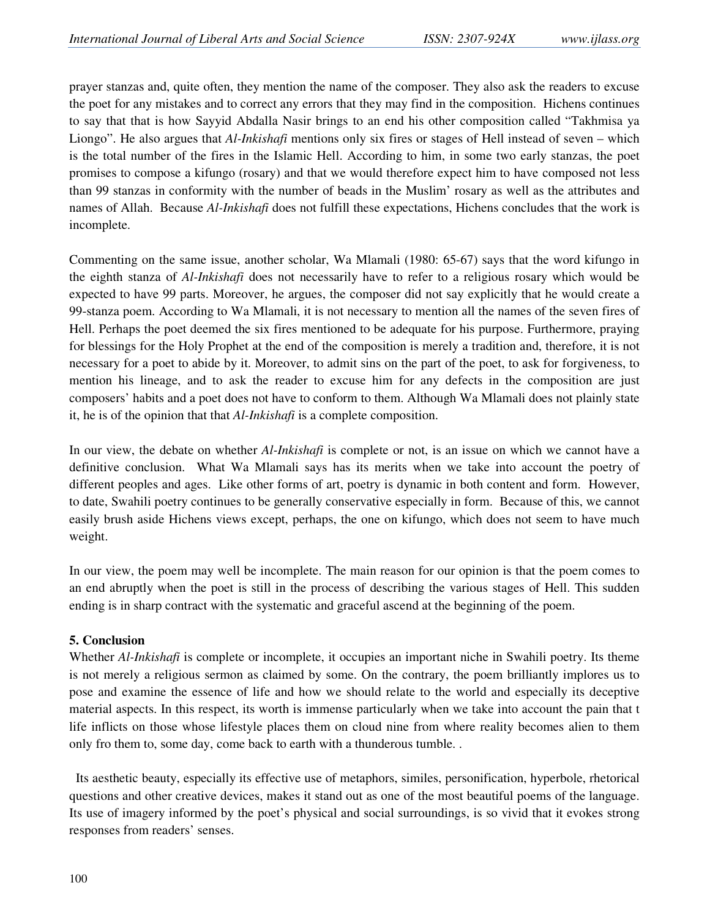prayer stanzas and, quite often, they mention the name of the composer. They also ask the readers to excuse the poet for any mistakes and to correct any errors that they may find in the composition. Hichens continues to say that that is how Sayyid Abdalla Nasir brings to an end his other composition called "Takhmisa ya Liongo". He also argues that *Al-Inkishafi* mentions only six fires or stages of Hell instead of seven – which is the total number of the fires in the Islamic Hell. According to him, in some two early stanzas, the poet promises to compose a kifungo (rosary) and that we would therefore expect him to have composed not less than 99 stanzas in conformity with the number of beads in the Muslim' rosary as well as the attributes and names of Allah. Because *Al-Inkishafi* does not fulfill these expectations, Hichens concludes that the work is incomplete.

Commenting on the same issue, another scholar, Wa Mlamali (1980: 65-67) says that the word kifungo in the eighth stanza of *Al-Inkishafi* does not necessarily have to refer to a religious rosary which would be expected to have 99 parts. Moreover, he argues, the composer did not say explicitly that he would create a 99-stanza poem. According to Wa Mlamali, it is not necessary to mention all the names of the seven fires of Hell. Perhaps the poet deemed the six fires mentioned to be adequate for his purpose. Furthermore, praying for blessings for the Holy Prophet at the end of the composition is merely a tradition and, therefore, it is not necessary for a poet to abide by it. Moreover, to admit sins on the part of the poet, to ask for forgiveness, to mention his lineage, and to ask the reader to excuse him for any defects in the composition are just composers' habits and a poet does not have to conform to them. Although Wa Mlamali does not plainly state it, he is of the opinion that that *Al-Inkishafi* is a complete composition.

In our view, the debate on whether *Al-Inkishafi* is complete or not, is an issue on which we cannot have a definitive conclusion. What Wa Mlamali says has its merits when we take into account the poetry of different peoples and ages. Like other forms of art, poetry is dynamic in both content and form. However, to date, Swahili poetry continues to be generally conservative especially in form. Because of this, we cannot easily brush aside Hichens views except, perhaps, the one on kifungo, which does not seem to have much weight.

In our view, the poem may well be incomplete. The main reason for our opinion is that the poem comes to an end abruptly when the poet is still in the process of describing the various stages of Hell. This sudden ending is in sharp contract with the systematic and graceful ascend at the beginning of the poem.

**5. Conclusion**

Whether *Al-Inkishafi* is complete or incomplete, it occupies an important niche in Swahili poetry. Its theme is not merely a religious sermon as claimed by some. On the contrary, the poem brilliantly implores us to pose and examine the essence of life and how we should relate to the world and especially its deceptive material aspects. In this respect, its worth is immense particularly when we take into account the pain that t life inflicts on those whose lifestyle places them on cloud nine from where reality becomes alien to them only fro them to, some day, come back to earth with a thunderous tumble. .

Its aesthetic beauty, especially its effective use of metaphors, similes, personification, hyperbole, rhetorical questions and other creative devices, makes it stand out as one of the most beautiful poems of the language. Its use of imagery informed by the poet's physical and social surroundings, is so vivid that it evokes strong responses from readers' senses.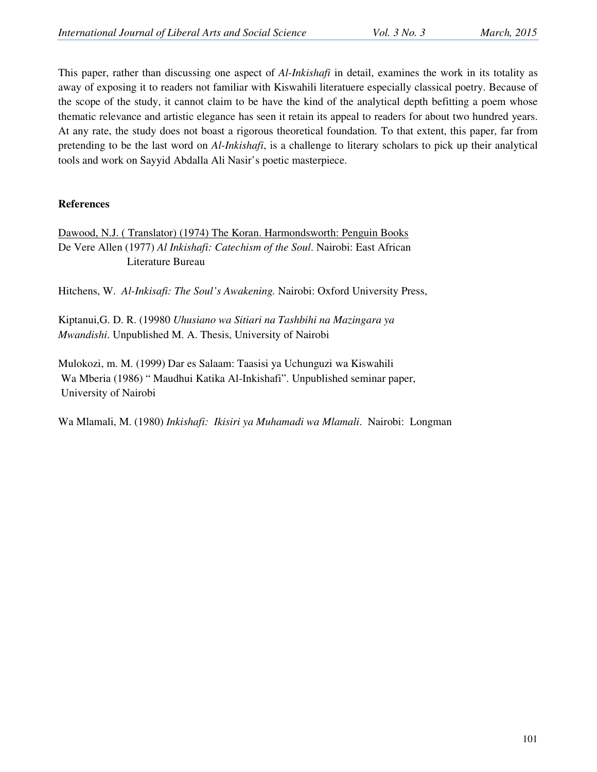This paper, rather than discussing one aspect of *Al-Inkishafi* in detail, examines the work in its totality as away of exposing it to readers not familiar with Kiswahili literatuere especially classical poetry. Because of the scope of the study, it cannot claim to be have the kind of the analytical depth befitting a poem whose thematic relevance and artistic elegance has seen it retain its appeal to readers for about two hundred years. At any rate, the study does not boast a rigorous theoretical foundation. To that extent, this paper, far from pretending to be the last word on *Al-Inkishafi*, is a challenge to literary scholars to pick up their analytical tools and work on Sayyid Abdalla Ali Nasir's poetic masterpiece.

**References**

Dawood, N.J. ( Translator) (1974) The Koran. Harmondsworth: Penguin Books

De Vere Allen (1977) *Al Inkishafi: Catechism of the Soul*. Nairobi: East African Literature Bureau

Hitchens, W. *Al-Inkisafi: The Soul's Awakening.* Nairobi: Oxford University Press,

Kiptanui,G. D. R. (19980 *Uhusiano wa Sitiari na Tashbihi na Mazingara ya Mwandishi*. Unpublished M. A. Thesis, University of Nairobi

Mulokozi, m. M. (1999) Dar es Salaam: Taasisi ya Uchunguzi wa Kiswahili

Wa Mberia (1986) " Maudhui Katika Al-Inkishafi". Unpublished seminar paper, University of Nairobi

Wa Mlamali, M. (1980) *Inkishafi: Ikisiri ya Muhamadi wa Mlamali*. Nairobi: Longman